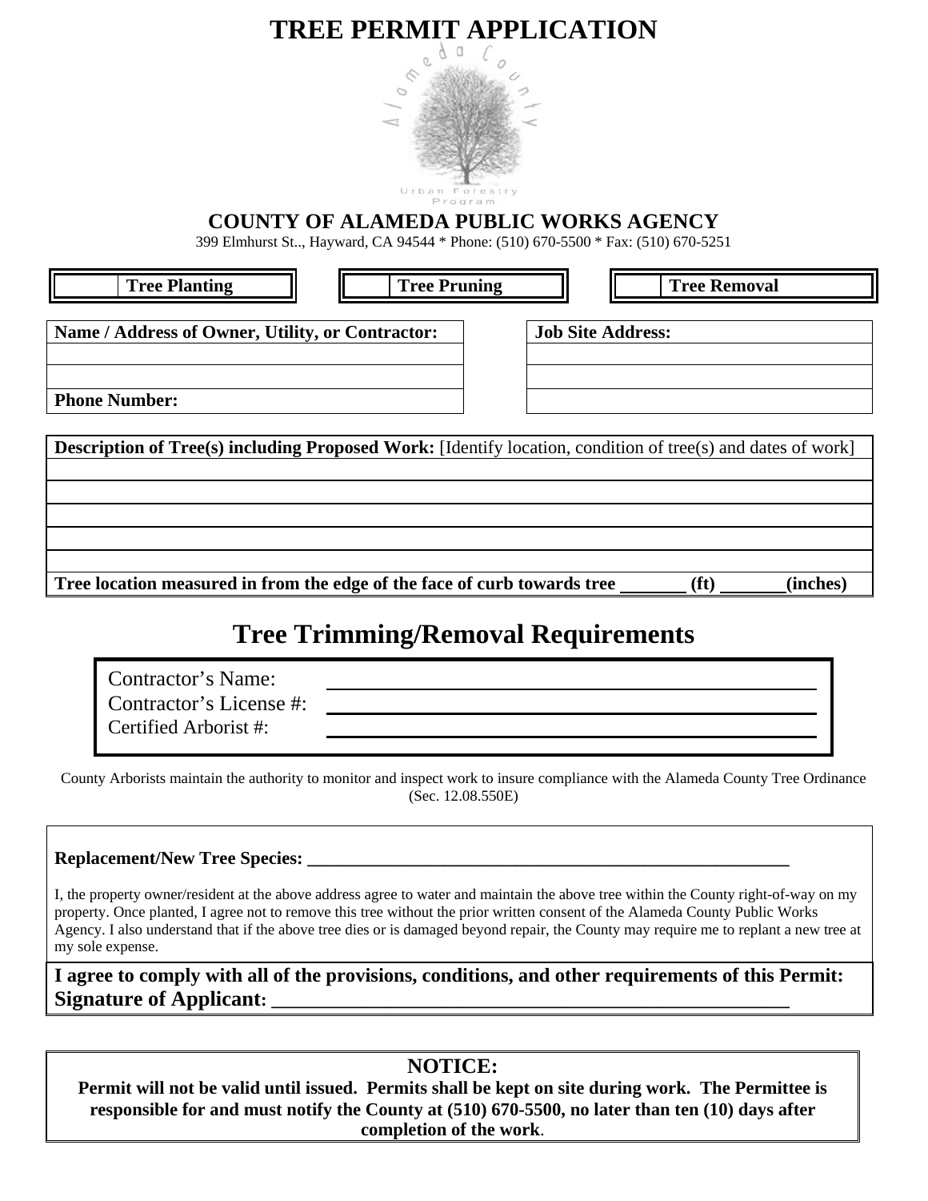# TREE PERMIT APPLICATION

Alameda County Urban Forestry Program

## COUNTY OF ALAMEDA PUBLIC WORKS AGENCY

399 Elmhurst St.., Hayward, CA 94544 * Phone: (510) 670-5500 * Fax: (510) 670-5251

| | Tree Planting | | Tree Pruning | | Tree Removal |
|---|---|---|---|---|---|

| Name / Address of Owner, Utility, or Contractor: | Job Site Address: |
|---|---|
| | |
| | |
| Phone Number: | |

| Description of Tree(s) including Proposed Work: [Identify location, condition of tree(s) and dates of work] |
|---|
| |
| |
| |
| |
| |
| Tree location measured in from the edge of the face of curb towards tree _______ (ft) _______(inches) |

## Tree Trimming/Removal Requirements

| | |
|---|---|
| Contractor's Name: | ______________________________ |
| Contractor's License #: | ______________________________ |
| Certified Arborist #: | ______________________________ |

County Arborists maintain the authority to monitor and inspect work to insure compliance with the Alameda County Tree Ordinance (Sec. 12.08.550E)

**Replacement/New Tree Species:** ________________________________________________________

I, the property owner/resident at the above address agree to water and maintain the above tree within the County right-of-way on my property. Once planted, I agree not to remove this tree without the prior written consent of the Alameda County Public Works Agency. I also understand that if the above tree dies or is damaged beyond repair, the County may require me to replant a new tree at my sole expense.

**I agree to comply with all of the provisions, conditions, and other requirements of this Permit:**
**Signature of Applicant:** ________________________________________________________

**NOTICE:**

**Permit will not be valid until issued. Permits shall be kept on site during work. The Permittee is responsible for and must notify the County at (510) 670-5500, no later than ten (10) days after completion of the work**.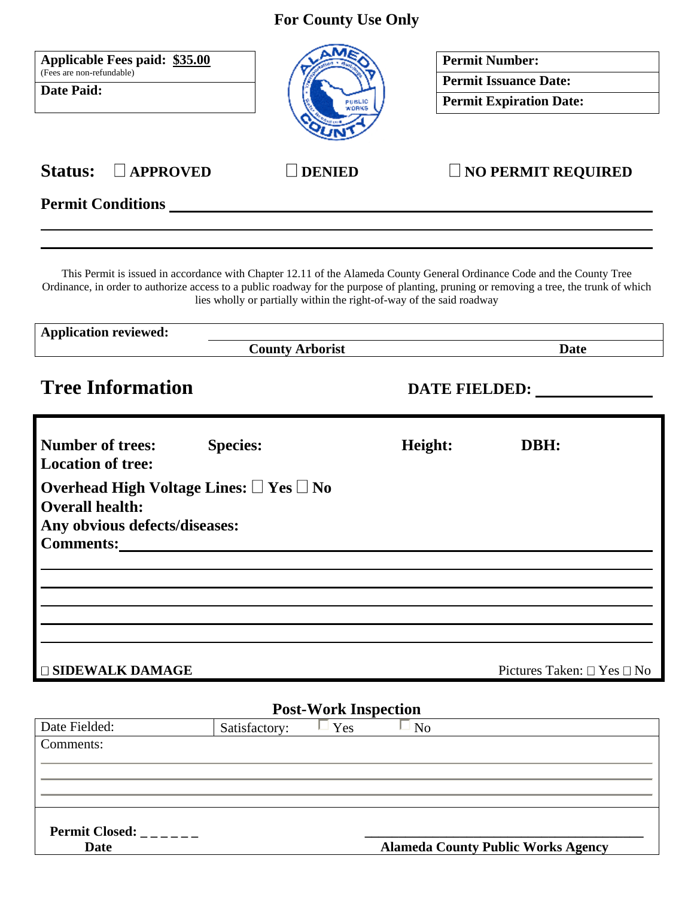**For County Use Only**

| **Applicable Fees paid: $35.00** (Fees are non-refundable) | **Permit Number:** |
|---|---|
| **Date Paid:** | **Permit Issuance Date:** |
| | **Permit Expiration Date:** |

**Status:** ☐ **APPROVED** ☐ **DENIED** ☐ **NO PERMIT REQUIRED**

**Permit Conditions** ____________________________________________

____________________________________________

____________________________________________

This Permit is issued in accordance with Chapter 12.11 of the Alameda County General Ordinance Code and the County Tree Ordinance, in order to authorize access to a public roadway for the purpose of planting, pruning or removing a tree, the trunk of which lies wholly or partially within the right-of-way of the said roadway

| **Application reviewed:** | | |
|---|---|---|
| | **County Arborist** | **Date** |

## Tree Information

**DATE FIELDED:** ______________

**Number of trees:** **Species:** **Height:** **DBH:**

**Location of tree:**

**Overhead High Voltage Lines:** ☐ **Yes** ☐ **No**

**Overall health:**

**Any obvious defects/diseases:**

**Comments:**____________________________________________

____________________________________________

____________________________________________

____________________________________________

____________________________________________

____________________________________________

☐ **SIDEWALK DAMAGE** Pictures Taken: ☐ Yes ☐ No

### Post-Work Inspection

| Date Fielded: | Satisfactory: ☐ Yes ☐ No |
|---|---|
| Comments: | |

**Permit Closed:** _ _ _ _ _ _
**Date**

____________________________________________
**Alameda County Public Works Agency**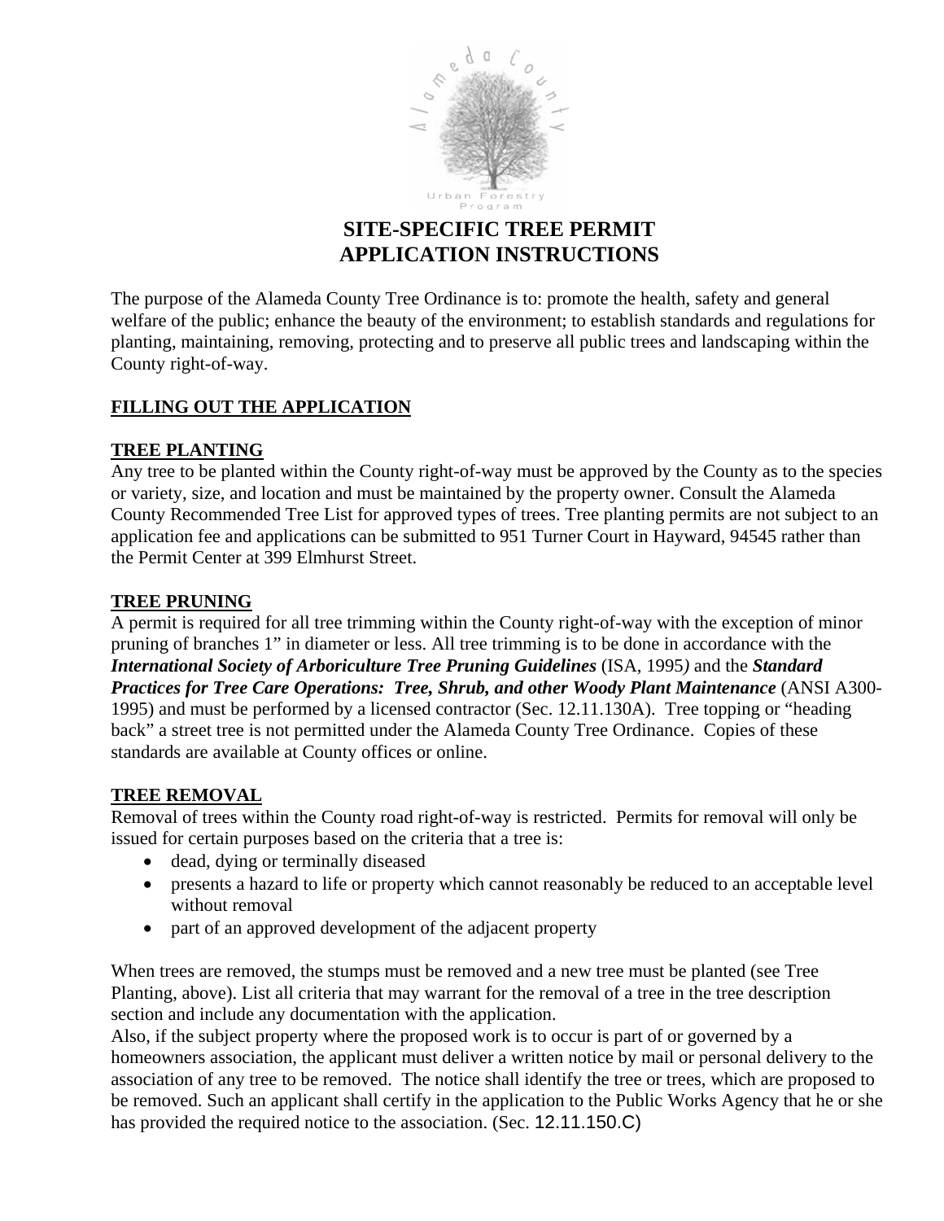# SITE-SPECIFIC TREE PERMIT APPLICATION INSTRUCTIONS

The purpose of the Alameda County Tree Ordinance is to: promote the health, safety and general welfare of the public; enhance the beauty of the environment; to establish standards and regulations for planting, maintaining, removing, protecting and to preserve all public trees and landscaping within the County right-of-way.

## FILLING OUT THE APPLICATION

### TREE PLANTING

Any tree to be planted within the County right-of-way must be approved by the County as to the species or variety, size, and location and must be maintained by the property owner. Consult the Alameda County Recommended Tree List for approved types of trees. Tree planting permits are not subject to an application fee and applications can be submitted to 951 Turner Court in Hayward, 94545 rather than the Permit Center at 399 Elmhurst Street.

### TREE PRUNING

A permit is required for all tree trimming within the County right-of-way with the exception of minor pruning of branches 1" in diameter or less. All tree trimming is to be done in accordance with the ***International Society of Arboriculture Tree Pruning Guidelines*** (ISA, 1995) and the ***Standard Practices for Tree Care Operations: Tree, Shrub, and other Woody Plant Maintenance*** (ANSI A300-1995) and must be performed by a licensed contractor (Sec. 12.11.130A). Tree topping or "heading back" a street tree is not permitted under the Alameda County Tree Ordinance. Copies of these standards are available at County offices or online.

### TREE REMOVAL

Removal of trees within the County road right-of-way is restricted. Permits for removal will only be issued for certain purposes based on the criteria that a tree is:

- dead, dying or terminally diseased
- presents a hazard to life or property which cannot reasonably be reduced to an acceptable level without removal
- part of an approved development of the adjacent property

When trees are removed, the stumps must be removed and a new tree must be planted (see Tree Planting, above). List all criteria that may warrant for the removal of a tree in the tree description section and include any documentation with the application.

Also, if the subject property where the proposed work is to occur is part of or governed by a homeowners association, the applicant must deliver a written notice by mail or personal delivery to the association of any tree to be removed. The notice shall identify the tree or trees, which are proposed to be removed. Such an applicant shall certify in the application to the Public Works Agency that he or she has provided the required notice to the association. (Sec. 12.11.150.C)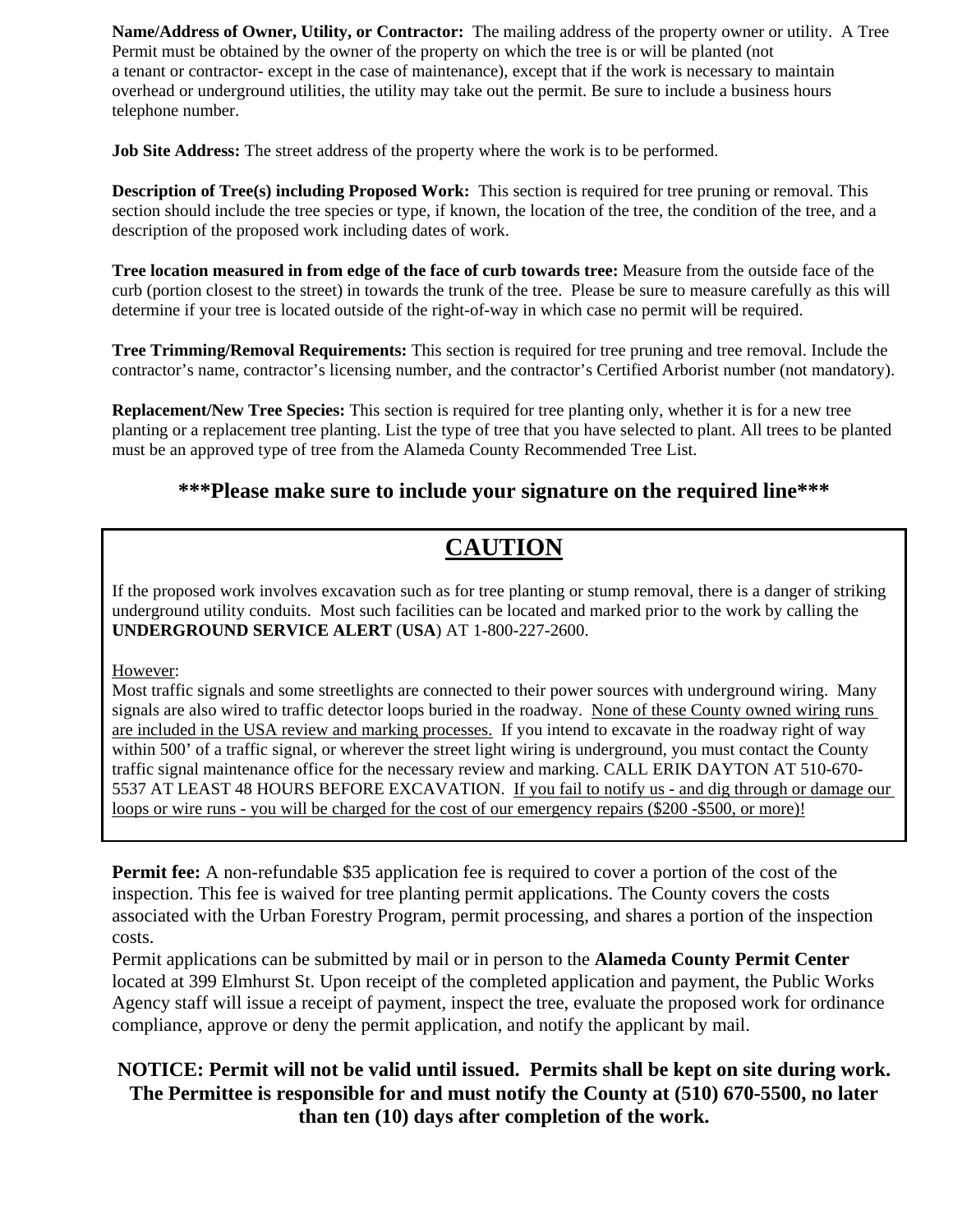**Name/Address of Owner, Utility, or Contractor:** The mailing address of the property owner or utility. A Tree Permit must be obtained by the owner of the property on which the tree is or will be planted (not a tenant or contractor- except in the case of maintenance), except that if the work is necessary to maintain overhead or underground utilities, the utility may take out the permit. Be sure to include a business hours telephone number.

**Job Site Address:** The street address of the property where the work is to be performed.

**Description of Tree(s) including Proposed Work:** This section is required for tree pruning or removal. This section should include the tree species or type, if known, the location of the tree, the condition of the tree, and a description of the proposed work including dates of work.

**Tree location measured in from edge of the face of curb towards tree:** Measure from the outside face of the curb (portion closest to the street) in towards the trunk of the tree. Please be sure to measure carefully as this will determine if your tree is located outside of the right-of-way in which case no permit will be required.

**Tree Trimming/Removal Requirements:** This section is required for tree pruning and tree removal. Include the contractor's name, contractor's licensing number, and the contractor's Certified Arborist number (not mandatory).

**Replacement/New Tree Species:** This section is required for tree planting only, whether it is for a new tree planting or a replacement tree planting. List the type of tree that you have selected to plant. All trees to be planted must be an approved type of tree from the Alameda County Recommended Tree List.

### ***Please make sure to include your signature on the required line***

## CAUTION

If the proposed work involves excavation such as for tree planting or stump removal, there is a danger of striking underground utility conduits. Most such facilities can be located and marked prior to the work by calling the **UNDERGROUND SERVICE ALERT** (**USA**) AT 1-800-227-2600.

However:
Most traffic signals and some streetlights are connected to their power sources with underground wiring. Many signals are also wired to traffic detector loops buried in the roadway. None of these County owned wiring runs are included in the USA review and marking processes. If you intend to excavate in the roadway right of way within 500' of a traffic signal, or wherever the street light wiring is underground, you must contact the County traffic signal maintenance office for the necessary review and marking. CALL ERIK DAYTON AT 510-670-5537 AT LEAST 48 HOURS BEFORE EXCAVATION. If you fail to notify us - and dig through or damage our loops or wire runs - you will be charged for the cost of our emergency repairs ($200 -$500, or more)!

**Permit fee:** A non-refundable $35 application fee is required to cover a portion of the cost of the inspection. This fee is waived for tree planting permit applications. The County covers the costs associated with the Urban Forestry Program, permit processing, and shares a portion of the inspection costs.

Permit applications can be submitted by mail or in person to the **Alameda County Permit Center** located at 399 Elmhurst St. Upon receipt of the completed application and payment, the Public Works Agency staff will issue a receipt of payment, inspect the tree, evaluate the proposed work for ordinance compliance, approve or deny the permit application, and notify the applicant by mail.

**NOTICE: Permit will not be valid until issued. Permits shall be kept on site during work. The Permittee is responsible for and must notify the County at (510) 670-5500, no later than ten (10) days after completion of the work.**